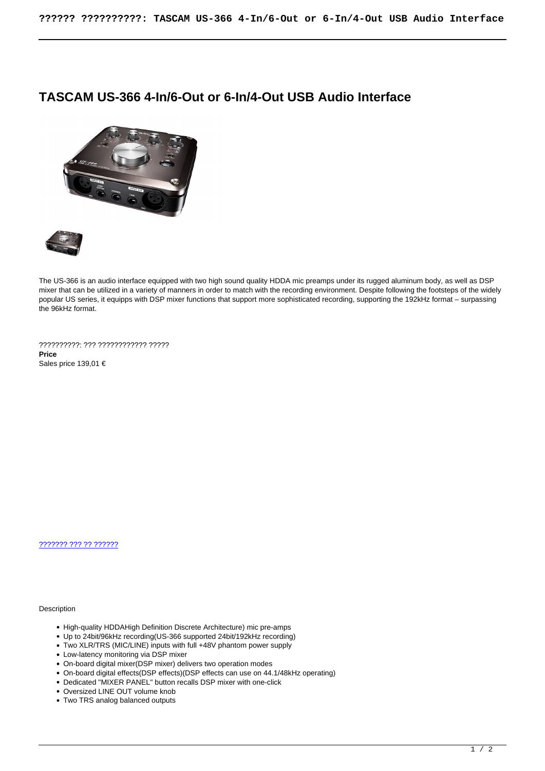# TASCAM US-366 4-In/6-Out or 6-In/4-Out USB Audio Interface

The US-366 is an audio interface equipped with two high sound quality HDDA mic preamps under its rugged aluminum body, as well as DSP mixer that can be utilized in a variety of manners in order to match with the recording environment. Despite following the footsteps of the widely popular US series, it equipps with DSP mixer functions that support more sophisticated recording, supporting the 192kHz format – surpassing the 96kHz format.

??????????: ??? ???????????? ?????

**Price**

Sales price 139,01 €

??????? ??? ?? ??????

Description

- High-quality HDDAHigh Definition Discrete Architecture) mic pre-amps
- Up to 24bit/96kHz recording(US-366 supported 24bit/192kHz recording)
- Two XLR/TRS (MIC/LINE) inputs with full +48V phantom power supply
- Low-latency monitoring via DSP mixer
- On-board digital mixer(DSP mixer) delivers two operation modes
- On-board digital effects(DSP effects)(DSP effects can use on 44.1/48kHz operating)
- Dedicated "MIXER PANEL" button recalls DSP mixer with one-click
- Oversized LINE OUT volume knob
- Two TRS analog balanced outputs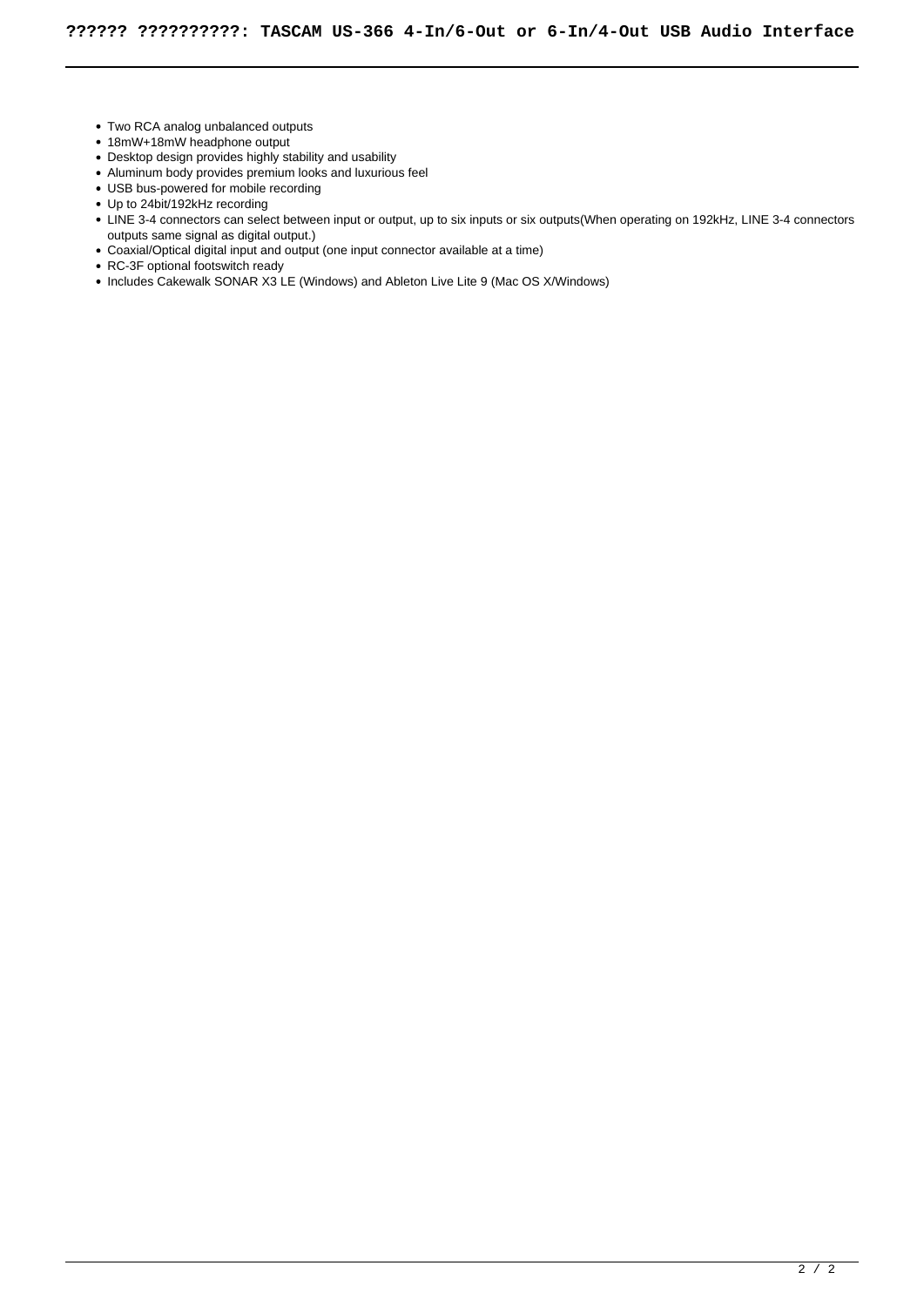- Two RCA analog unbalanced outputs
- 18mW+18mW headphone output
- Desktop design provides highly stability and usability
- Aluminum body provides premium looks and luxurious feel
- USB bus-powered for mobile recording
- Up to 24bit/192kHz recording
- LINE 3-4 connectors can select between input or output, up to six inputs or six outputs(When operating on 192kHz, LINE 3-4 connectors outputs same signal as digital output.)
- Coaxial/Optical digital input and output (one input connector available at a time)
- RC-3F optional footswitch ready
- Includes Cakewalk SONAR X3 LE (Windows) and Ableton Live Lite 9 (Mac OS X/Windows)